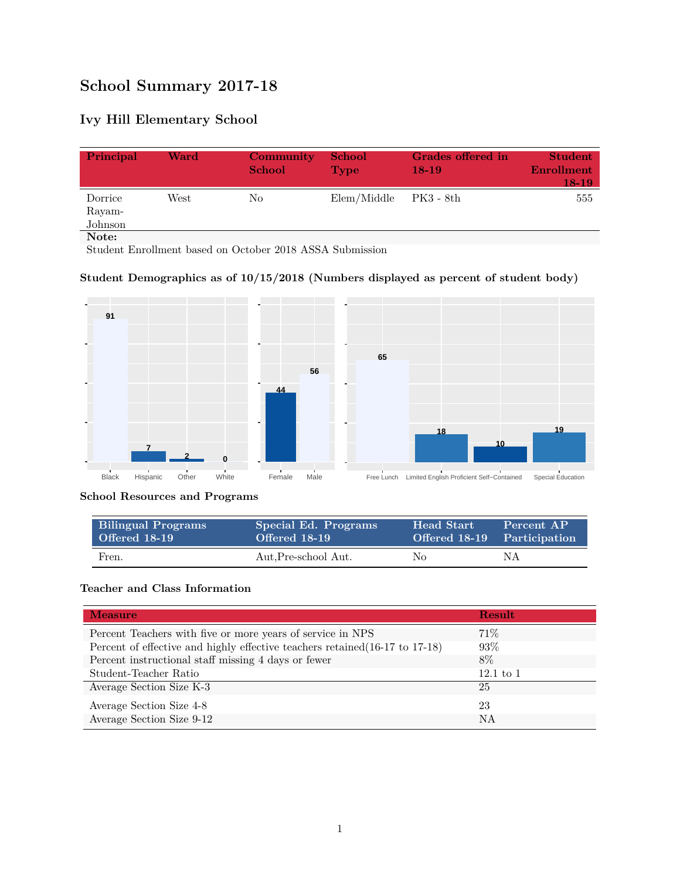# School Summary 2017-18

## Ivy Hill Elementary School

| Principal | Ward | Community School | School Type | Grades offered in 18-19 | Student Enrollment 18-19 |
|---|---|---|---|---|---|
| Dorrice Rayam-Johnson | West | No | Elem/Middle | PK3 - 8th | 555 |

**Note:**
Student Enrollment based on October 2018 ASSA Submission

### Student Demographics as of 10/15/2018 (Numbers displayed as percent of student body)

| Black | Hispanic | Other | White |
|---|---|---|---|
| 91 | 7 | 2 | 0 |

| Female | Male |
|---|---|
| 44 | 56 |

| Free Lunch | Limited English Proficient | Self-Contained | Special Education |
|---|---|---|---|
| 65 | 18 | 10 | 19 |

### School Resources and Programs

| Bilingual Programs Offered 18-19 | Special Ed. Programs Offered 18-19 | Head Start Offered 18-19 | Percent AP Participation |
|---|---|---|---|
| Fren. | Aut,Pre-school Aut. | No | NA |

### Teacher and Class Information

| Measure | Result |
|---|---|
| Percent Teachers with five or more years of service in NPS | 71% |
| Percent of effective and highly effective teachers retained(16-17 to 17-18) | 93% |
| Percent instructional staff missing 4 days or fewer | 8% |
| Student-Teacher Ratio | 12.1 to 1 |
| Average Section Size K-3 | 25 |
| Average Section Size 4-8 | 23 |
| Average Section Size 9-12 | NA |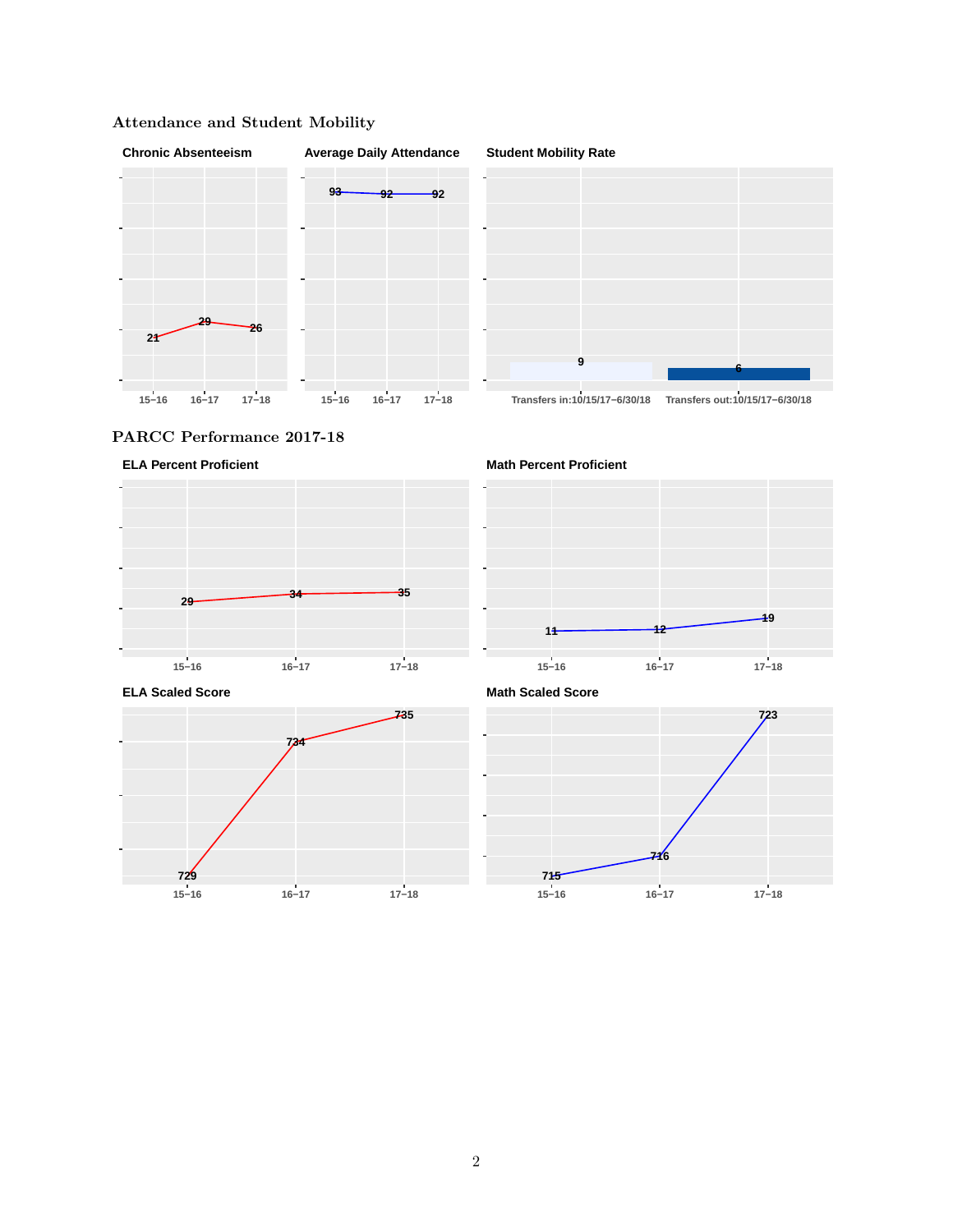## Attendance and Student Mobility

**Chronic Absenteeism**

21
29
26

15–16
16–17
17–18

**Average Daily Attendance**

93
92
92

15–16
16–17
17–18

**Student Mobility Rate**

9
6

Transfers in:10/15/17–6/30/18
Transfers out:10/15/17–6/30/18

## PARCC Performance 2017-18

**ELA Percent Proficient**

29
34
35

15–16
16–17
17–18

**Math Percent Proficient**

11
12
19

15–16
16–17
17–18

**ELA Scaled Score**

729
734
735

15–16
16–17
17–18

**Math Scaled Score**

715
716
723

15–16
16–17
17–18